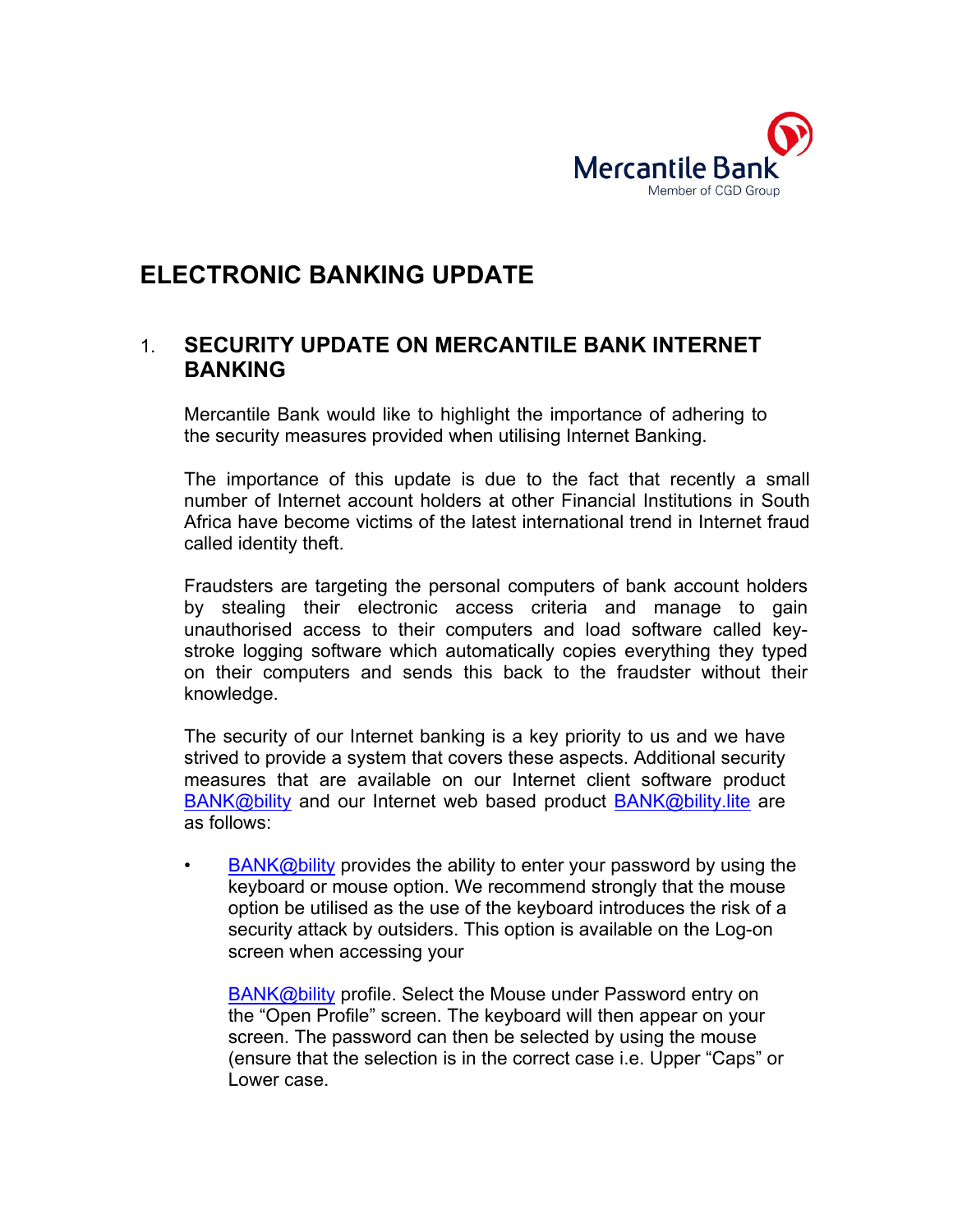Mercantile Bank
Member of CGD Group

# ELECTRONIC BANKING UPDATE

## 1. SECURITY UPDATE ON MERCANTILE BANK INTERNET BANKING

Mercantile Bank would like to highlight the importance of adhering to the security measures provided when utilising Internet Banking.

The importance of this update is due to the fact that recently a small number of Internet account holders at other Financial Institutions in South Africa have become victims of the latest international trend in Internet fraud called identity theft.

Fraudsters are targeting the personal computers of bank account holders by stealing their electronic access criteria and manage to gain unauthorised access to their computers and load software called key-stroke logging software which automatically copies everything they typed on their computers and sends this back to the fraudster without their knowledge.

The security of our Internet banking is a key priority to us and we have strived to provide a system that covers these aspects. Additional security measures that are available on our Internet client software product BANK@bility and our Internet web based product BANK@bility.lite are as follows:

- BANK@bility provides the ability to enter your password by using the keyboard or mouse option. We recommend strongly that the mouse option be utilised as the use of the keyboard introduces the risk of a security attack by outsiders. This option is available on the Log-on screen when accessing your

  BANK@bility profile. Select the Mouse under Password entry on the “Open Profile” screen. The keyboard will then appear on your screen. The password can then be selected by using the mouse (ensure that the selection is in the correct case i.e. Upper “Caps” or Lower case.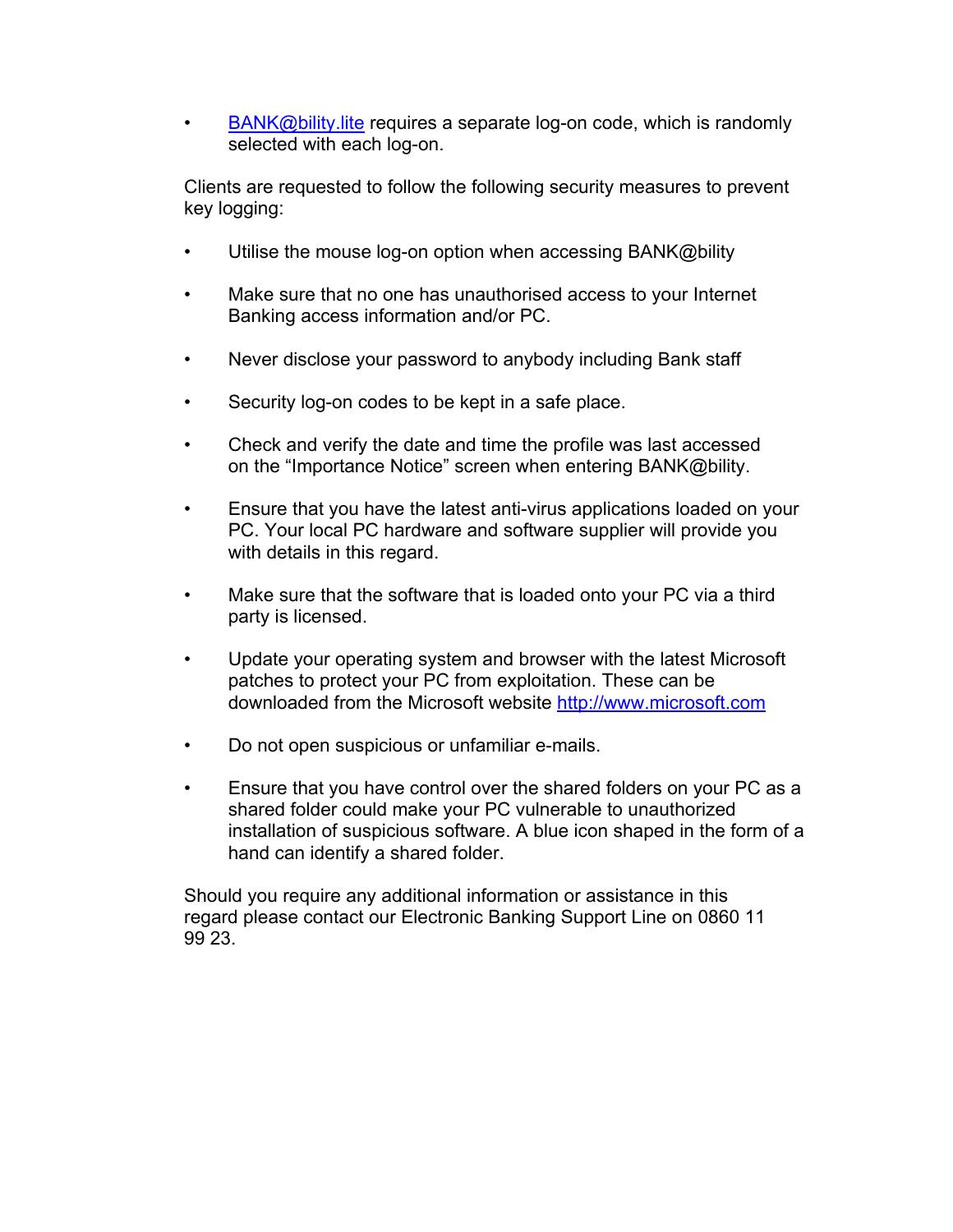- BANK@bility.lite requires a separate log-on code, which is randomly selected with each log-on.

Clients are requested to follow the following security measures to prevent key logging:

- Utilise the mouse log-on option when accessing BANK@bility
- Make sure that no one has unauthorised access to your Internet Banking access information and/or PC.
- Never disclose your password to anybody including Bank staff
- Security log-on codes to be kept in a safe place.
- Check and verify the date and time the profile was last accessed on the "Importance Notice" screen when entering BANK@bility.
- Ensure that you have the latest anti-virus applications loaded on your PC. Your local PC hardware and software supplier will provide you with details in this regard.
- Make sure that the software that is loaded onto your PC via a third party is licensed.
- Update your operating system and browser with the latest Microsoft patches to protect your PC from exploitation. These can be downloaded from the Microsoft website http://www.microsoft.com
- Do not open suspicious or unfamiliar e-mails.
- Ensure that you have control over the shared folders on your PC as a shared folder could make your PC vulnerable to unauthorized installation of suspicious software. A blue icon shaped in the form of a hand can identify a shared folder.

Should you require any additional information or assistance in this regard please contact our Electronic Banking Support Line on 0860 11 99 23.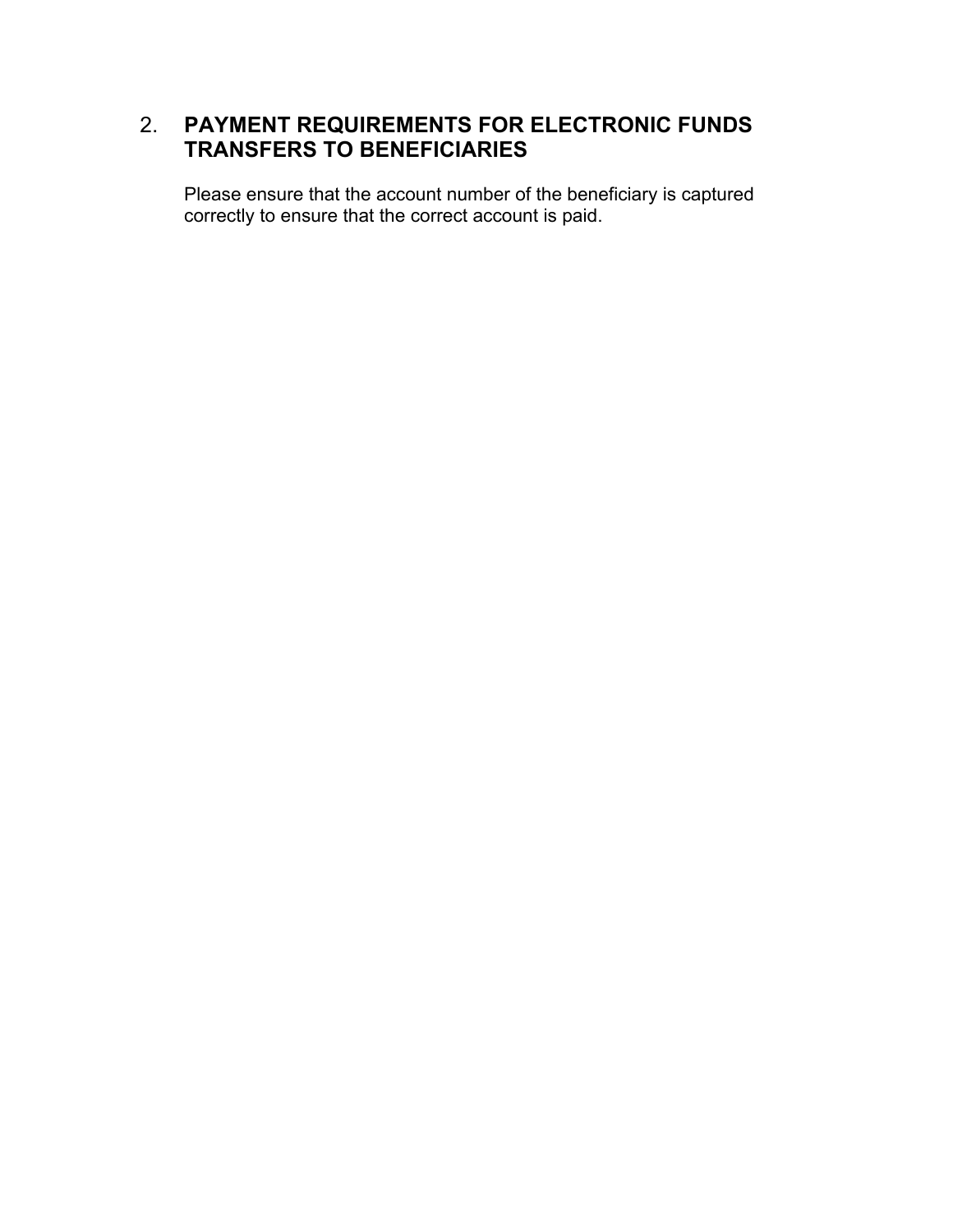## 2. PAYMENT REQUIREMENTS FOR ELECTRONIC FUNDS TRANSFERS TO BENEFICIARIES

Please ensure that the account number of the beneficiary is captured correctly to ensure that the correct account is paid.